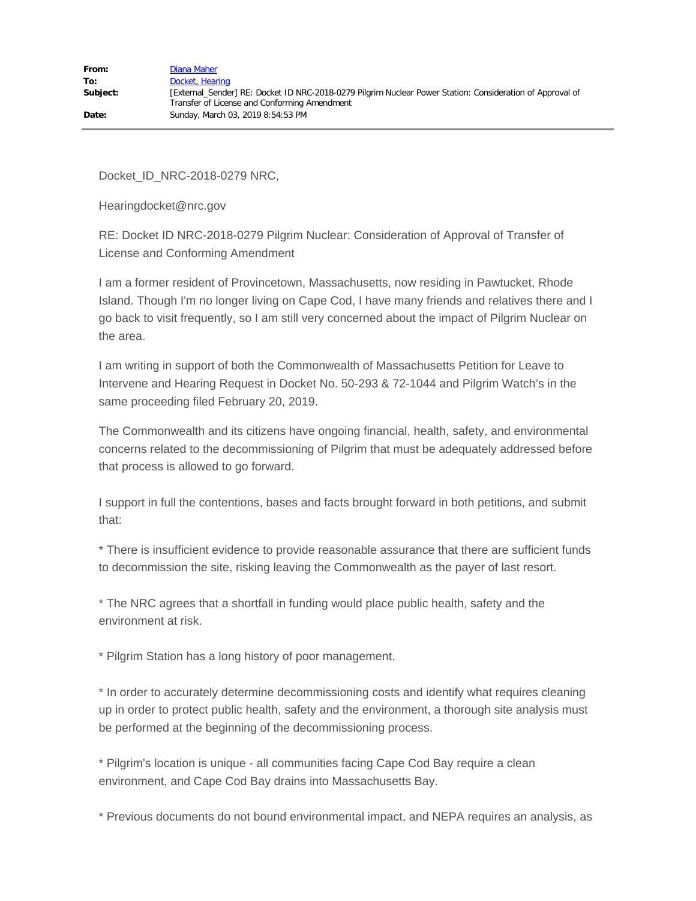| | |
|---|---|
| **From:** | Diana Maher |
| **To:** | Docket, Hearing |
| **Subject:** | [External_Sender] RE: Docket ID NRC-2018-0279 Pilgrim Nuclear Power Station: Consideration of Approval of Transfer of License and Conforming Amendment |
| **Date:** | Sunday, March 03, 2019 8:54:53 PM |

Docket_ID_NRC-2018-0279 NRC,

Hearingdocket@nrc.gov

RE: Docket ID NRC-2018-0279 Pilgrim Nuclear: Consideration of Approval of Transfer of License and Conforming Amendment

I am a former resident of Provincetown, Massachusetts, now residing in Pawtucket, Rhode Island. Though I'm no longer living on Cape Cod, I have many friends and relatives there and I go back to visit frequently, so I am still very concerned about the impact of Pilgrim Nuclear on the area.

I am writing in support of both the Commonwealth of Massachusetts Petition for Leave to Intervene and Hearing Request in Docket No. 50-293 & 72-1044 and Pilgrim Watch's in the same proceeding filed February 20, 2019.

The Commonwealth and its citizens have ongoing financial, health, safety, and environmental concerns related to the decommissioning of Pilgrim that must be adequately addressed before that process is allowed to go forward.

I support in full the contentions, bases and facts brought forward in both petitions, and submit that:

* There is insufficient evidence to provide reasonable assurance that there are sufficient funds to decommission the site, risking leaving the Commonwealth as the payer of last resort.

* The NRC agrees that a shortfall in funding would place public health, safety and the environment at risk.

* Pilgrim Station has a long history of poor management.

* In order to accurately determine decommissioning costs and identify what requires cleaning up in order to protect public health, safety and the environment, a thorough site analysis must be performed at the beginning of the decommissioning process.

* Pilgrim's location is unique - all communities facing Cape Cod Bay require a clean environment, and Cape Cod Bay drains into Massachusetts Bay.

* Previous documents do not bound environmental impact, and NEPA requires an analysis, as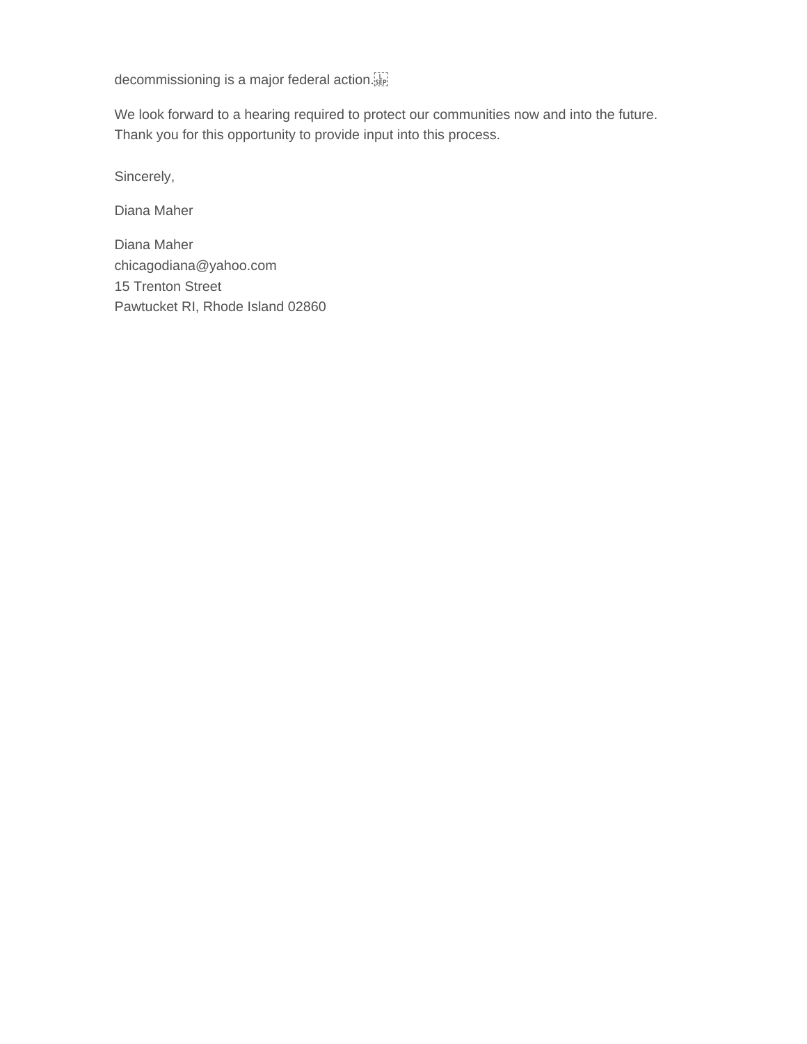decommissioning is a major federal action.

We look forward to a hearing required to protect our communities now and into the future. Thank you for this opportunity to provide input into this process.

Sincerely,

Diana Maher

Diana Maher
chicagodiana@yahoo.com
15 Trenton Street
Pawtucket RI, Rhode Island 02860